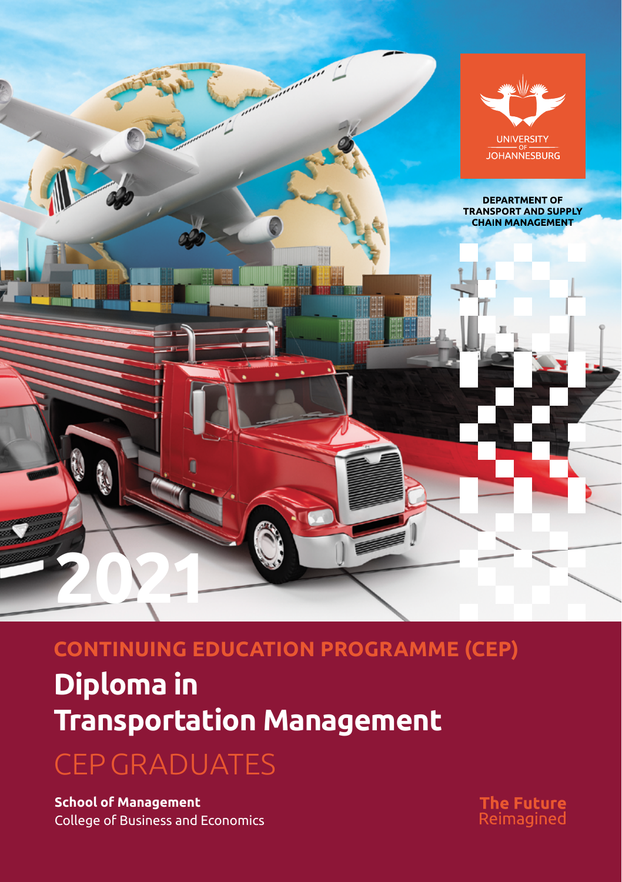UNIVERSITY OF JOHANNESBURG

DEPARTMENT OF TRANSPORT AND SUPPLY CHAIN MANAGEMENT

2021

## CONTINUING EDUCATION PROGRAMME (CEP)

# Diploma in Transportation Management

## CEP GRADUATES

**School of Management**
College of Business and Economics

**The Future**
Reimagined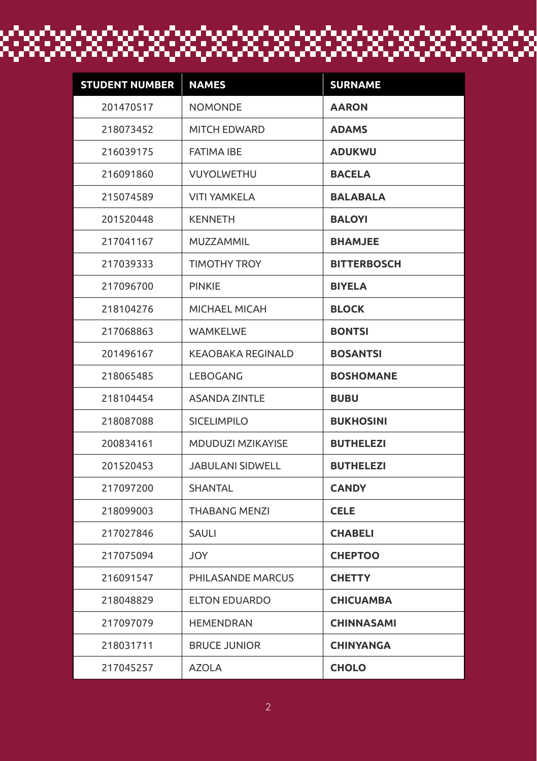| STUDENT NUMBER | NAMES | SURNAME |
| --- | --- | --- |
| 201470517 | NOMONDE | **AARON** |
| 218073452 | MITCH EDWARD | **ADAMS** |
| 216039175 | FATIMA IBE | **ADUKWU** |
| 216091860 | VUYOLWETHU | **BACELA** |
| 215074589 | VITI YAMKELA | **BALABALA** |
| 201520448 | KENNETH | **BALOYI** |
| 217041167 | MUZZAMMIL | **BHAMJEE** |
| 217039333 | TIMOTHY TROY | **BITTERBOSCH** |
| 217096700 | PINKIE | **BIYELA** |
| 218104276 | MICHAEL MICAH | **BLOCK** |
| 217068863 | WAMKELWE | **BONTSI** |
| 201496167 | KEAOBAKA REGINALD | **BOSANTSI** |
| 218065485 | LEBOGANG | **BOSHOMANE** |
| 218104454 | ASANDA ZINTLE | **BUBU** |
| 218087088 | SICELIMPILO | **BUKHOSINI** |
| 200834161 | MDUDUZI MZIKAYISE | **BUTHELEZI** |
| 201520453 | JABULANI SIDWELL | **BUTHELEZI** |
| 217097200 | SHANTAL | **CANDY** |
| 218099003 | THABANG MENZI | **CELE** |
| 217027846 | SAULI | **CHABELI** |
| 217075094 | JOY | **CHEPTOO** |
| 216091547 | PHILASANDE MARCUS | **CHETTY** |
| 218048829 | ELTON EDUARDO | **CHICUAMBA** |
| 217097079 | HEMENDRAN | **CHINNASAMI** |
| 218031711 | BRUCE JUNIOR | **CHINYANGA** |
| 217045257 | AZOLA | **CHOLO** |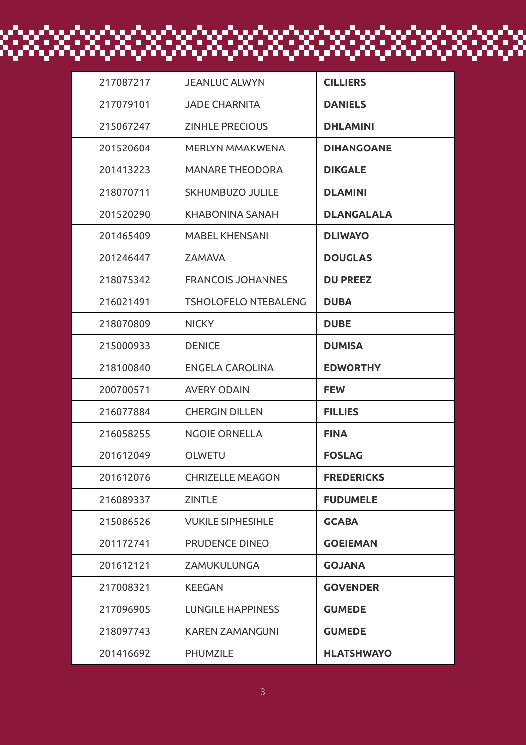| | | |
|---|---|---|
| 217087217 | JEANLUC ALWYN | **CILLIERS** |
| 217079101 | JADE CHARNITA | **DANIELS** |
| 215067247 | ZINHLE PRECIOUS | **DHLAMINI** |
| 201520604 | MERLYN MMAKWENA | **DIHANGOANE** |
| 201413223 | MANARE THEODORA | **DIKGALE** |
| 218070711 | SKHUMBUZO JULILE | **DLAMINI** |
| 201520290 | KHABONINA SANAH | **DLANGALALA** |
| 201465409 | MABEL KHENSANI | **DLIWAYO** |
| 201246447 | ZAMAVA | **DOUGLAS** |
| 218075342 | FRANCOIS JOHANNES | **DU PREEZ** |
| 216021491 | TSHOLOFELO NTEBALENG | **DUBA** |
| 218070809 | NICKY | **DUBE** |
| 215000933 | DENICE | **DUMISA** |
| 218100840 | ENGELA CAROLINA | **EDWORTHY** |
| 200700571 | AVERY ODAIN | **FEW** |
| 216077884 | CHERGIN DILLEN | **FILLIES** |
| 216058255 | NGOIE ORNELLA | **FINA** |
| 201612049 | OLWETU | **FOSLAG** |
| 201612076 | CHRIZELLE MEAGON | **FREDERICKS** |
| 216089337 | ZINTLE | **FUDUMELE** |
| 215086526 | VUKILE SIPHESIHLE | **GCABA** |
| 201172741 | PRUDENCE DINEO | **GOEIEMAN** |
| 201612121 | ZAMUKULUNGA | **GOJANA** |
| 217008321 | KEEGAN | **GOVENDER** |
| 217096905 | LUNGILE HAPPINESS | **GUMEDE** |
| 218097743 | KAREN ZAMANGUNI | **GUMEDE** |
| 201416692 | PHUMZILE | **HLATSHWAYO** |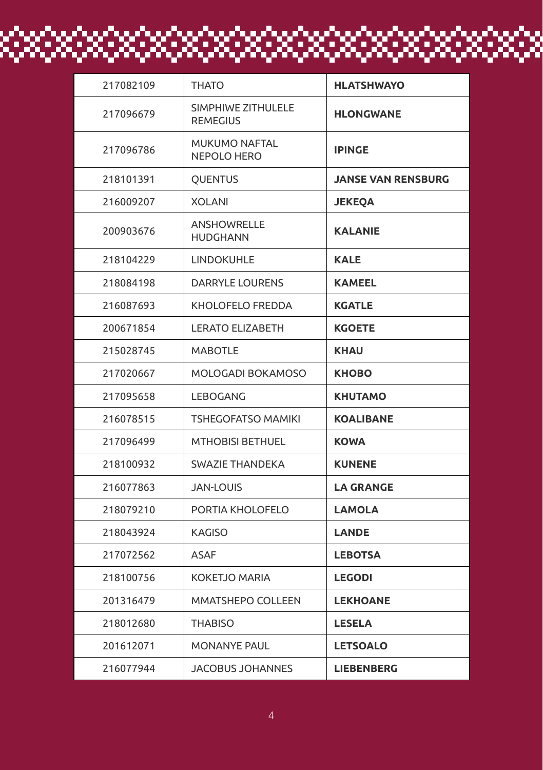| | | |
|---|---|---|
| 217082109 | THATO | **HLATSHWAYO** |
| 217096679 | SIMPHIWE ZITHULELE REMEGIUS | **HLONGWANE** |
| 217096786 | MUKUMO NAFTAL NEPOLO HERO | **IPINGE** |
| 218101391 | QUENTUS | **JANSE VAN RENSBURG** |
| 216009207 | XOLANI | **JEKEQA** |
| 200903676 | ANSHOWRELLE HUDGHANN | **KALANIE** |
| 218104229 | LINDOKUHLE | **KALE** |
| 218084198 | DARRYLE LOURENS | **KAMEEL** |
| 216087693 | KHOLOFELO FREDDA | **KGATLE** |
| 200671854 | LERATO ELIZABETH | **KGOETE** |
| 215028745 | MABOTLE | **KHAU** |
| 217020667 | MOLOGADI BOKAMOSO | **KHOBO** |
| 217095658 | LEBOGANG | **KHUTAMO** |
| 216078515 | TSHEGOFATSO MAMIKI | **KOALIBANE** |
| 217096499 | MTHOBISI BETHUEL | **KOWA** |
| 218100932 | SWAZIE THANDEKA | **KUNENE** |
| 216077863 | JAN-LOUIS | **LA GRANGE** |
| 218079210 | PORTIA KHOLOFELO | **LAMOLA** |
| 218043924 | KAGISO | **LANDE** |
| 217072562 | ASAF | **LEBOTSA** |
| 218100756 | KOKETJO MARIA | **LEGODI** |
| 201316479 | MMATSHEPO COLLEEN | **LEKHOANE** |
| 218012680 | THABISO | **LESELA** |
| 201612071 | MONANYE PAUL | **LETSOALO** |
| 216077944 | JACOBUS JOHANNES | **LIEBENBERG** |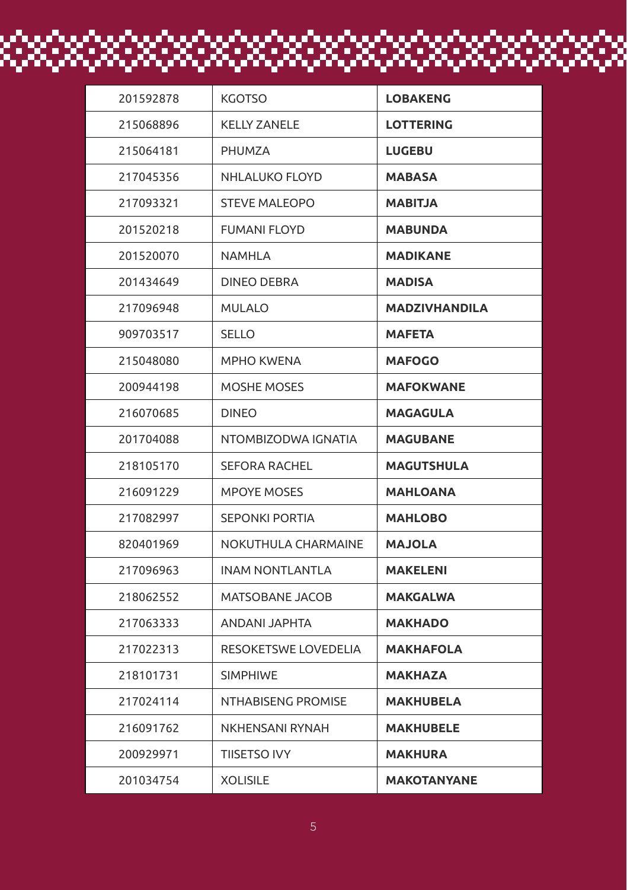| 201592878 | KGOTSO | **LOBAKENG** |
|---|---|---|
| 215068896 | KELLY ZANELE | **LOTTERING** |
| 215064181 | PHUMZA | **LUGEBU** |
| 217045356 | NHLALUKO FLOYD | **MABASA** |
| 217093321 | STEVE MALEOPO | **MABITJA** |
| 201520218 | FUMANI FLOYD | **MABUNDA** |
| 201520070 | NAMHLA | **MADIKANE** |
| 201434649 | DINEO DEBRA | **MADISA** |
| 217096948 | MULALO | **MADZIVHANDILA** |
| 909703517 | SELLO | **MAFETA** |
| 215048080 | MPHO KWENA | **MAFOGO** |
| 200944198 | MOSHE MOSES | **MAFOKWANE** |
| 216070685 | DINEO | **MAGAGULA** |
| 201704088 | NTOMBIZODWA IGNATIA | **MAGUBANE** |
| 218105170 | SEFORA RACHEL | **MAGUTSHULA** |
| 216091229 | MPOYE MOSES | **MAHLOANA** |
| 217082997 | SEPONKI PORTIA | **MAHLOBO** |
| 820401969 | NOKUTHULA CHARMAINE | **MAJOLA** |
| 217096963 | INAM NONTLANTLA | **MAKELENI** |
| 218062552 | MATSOBANE JACOB | **MAKGALWA** |
| 217063333 | ANDANI JAPHTA | **MAKHADO** |
| 217022313 | RESOKETSWE LOVEDELIA | **MAKHAFOLA** |
| 218101731 | SIMPHIWE | **MAKHAZA** |
| 217024114 | NTHABISENG PROMISE | **MAKHUBELA** |
| 216091762 | NKHENSANI RYNAH | **MAKHUBELE** |
| 200929971 | TIISETSO IVY | **MAKHURA** |
| 201034754 | XOLISILE | **MAKOTANYANE** |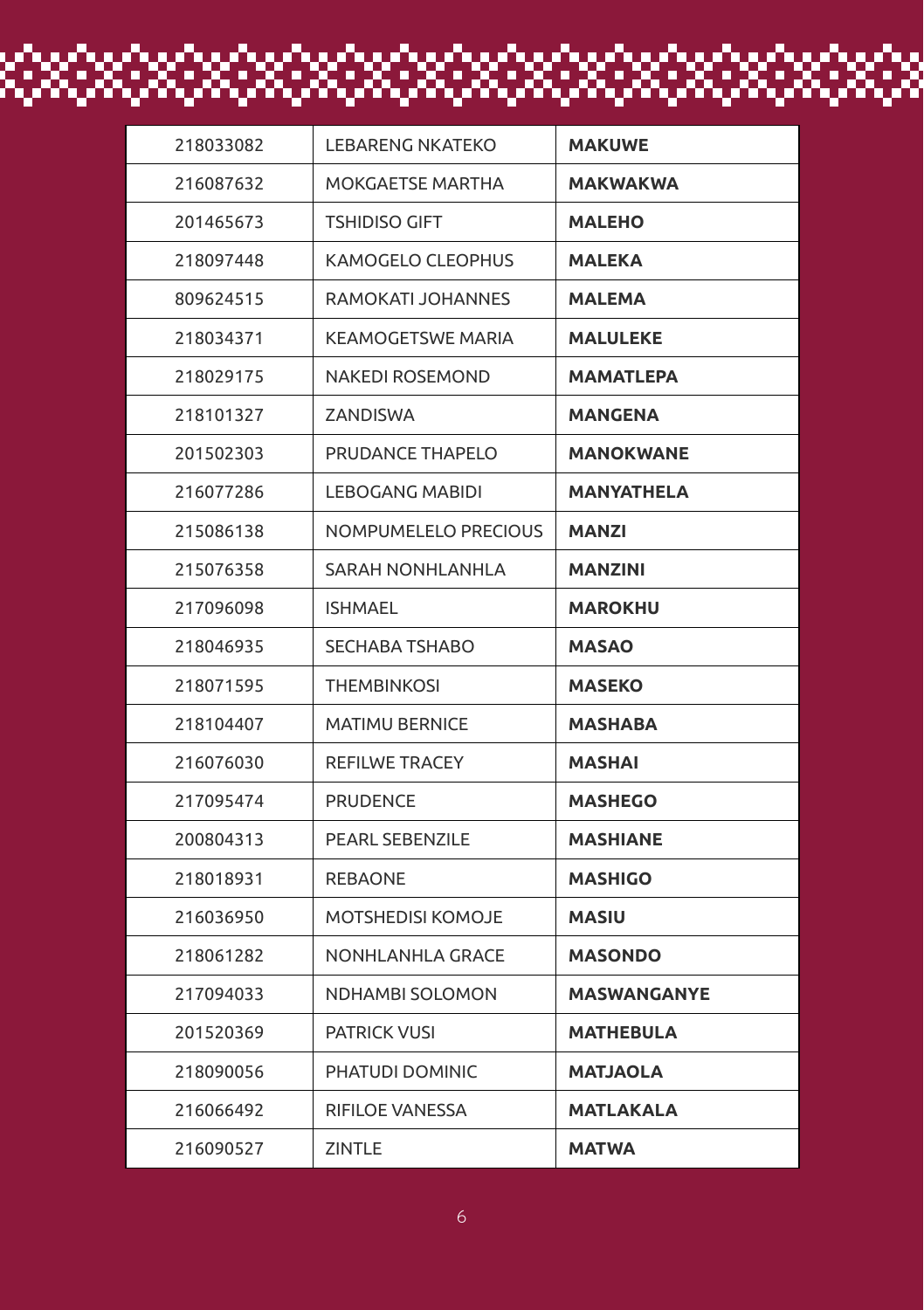| | | |
|---|---|---|
| 218033082 | LEBARENG NKATEKO | **MAKUWE** |
| 216087632 | MOKGAETSE MARTHA | **MAKWAKWA** |
| 201465673 | TSHIDISO GIFT | **MALEHO** |
| 218097448 | KAMOGELO CLEOPHUS | **MALEKA** |
| 809624515 | RAMOKATI JOHANNES | **MALEMA** |
| 218034371 | KEAMOGETSWE MARIA | **MALULEKE** |
| 218029175 | NAKEDI ROSEMOND | **MAMATLEPA** |
| 218101327 | ZANDISWA | **MANGENA** |
| 201502303 | PRUDANCE THAPELO | **MANOKWANE** |
| 216077286 | LEBOGANG MABIDI | **MANYATHELA** |
| 215086138 | NOMPUMELELO PRECIOUS | **MANZI** |
| 215076358 | SARAH NONHLANHLA | **MANZINI** |
| 217096098 | ISHMAEL | **MAROKHU** |
| 218046935 | SECHABA TSHABO | **MASAO** |
| 218071595 | THEMBINKOSI | **MASEKO** |
| 218104407 | MATIMU BERNICE | **MASHABA** |
| 216076030 | REFILWE TRACEY | **MASHAI** |
| 217095474 | PRUDENCE | **MASHEGO** |
| 200804313 | PEARL SEBENZILE | **MASHIANE** |
| 218018931 | REBAONE | **MASHIGO** |
| 216036950 | MOTSHEDISI KOMOJE | **MASIU** |
| 218061282 | NONHLANHLA GRACE | **MASONDO** |
| 217094033 | NDHAMBI SOLOMON | **MASWANGANYE** |
| 201520369 | PATRICK VUSI | **MATHEBULA** |
| 218090056 | PHATUDI DOMINIC | **MATJAOLA** |
| 216066492 | RIFILOE VANESSA | **MATLAKALA** |
| 216090527 | ZINTLE | **MATWA** |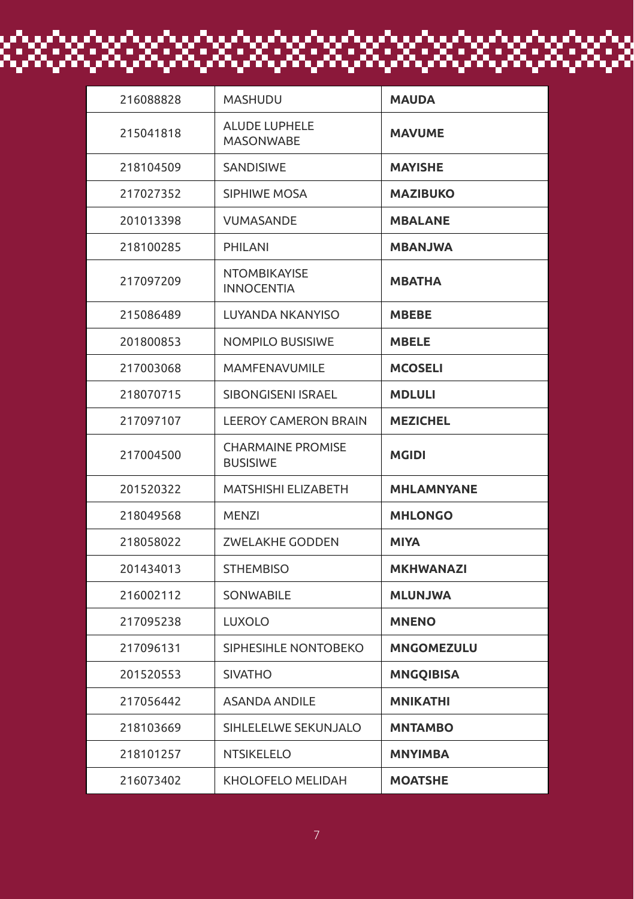| 216088828 | MASHUDU | **MAUDA** |
|---|---|---|
| 215041818 | ALUDE LUPHELE MASONWABE | **MAVUME** |
| 218104509 | SANDISIWE | **MAYISHE** |
| 217027352 | SIPHIWE MOSA | **MAZIBUKO** |
| 201013398 | VUMASANDE | **MBALANE** |
| 218100285 | PHILANI | **MBANJWA** |
| 217097209 | NTOMBIKAYISE INNOCENTIA | **MBATHA** |
| 215086489 | LUYANDA NKANYISO | **MBEBE** |
| 201800853 | NOMPILO BUSISIWE | **MBELE** |
| 217003068 | MAMFENAVUMILE | **MCOSELI** |
| 218070715 | SIBONGISENI ISRAEL | **MDLULI** |
| 217097107 | LEEROY CAMERON BRAIN | **MEZICHEL** |
| 217004500 | CHARMAINE PROMISE BUSISIWE | **MGIDI** |
| 201520322 | MATSHISHI ELIZABETH | **MHLAMNYANE** |
| 218049568 | MENZI | **MHLONGO** |
| 218058022 | ZWELAKHE GODDEN | **MIYA** |
| 201434013 | STHEMBISO | **MKHWANAZI** |
| 216002112 | SONWABILE | **MLUNJWA** |
| 217095238 | LUXOLO | **MNENO** |
| 217096131 | SIPHESIHLE NONTOBEKO | **MNGOMEZULU** |
| 201520553 | SIVATHO | **MNGQIBISA** |
| 217056442 | ASANDA ANDILE | **MNIKATHI** |
| 218103669 | SIHLELELWE SEKUNJALO | **MNTAMBO** |
| 218101257 | NTSIKELELO | **MNYIMBA** |
| 216073402 | KHOLOFELO MELIDAH | **MOATSHE** |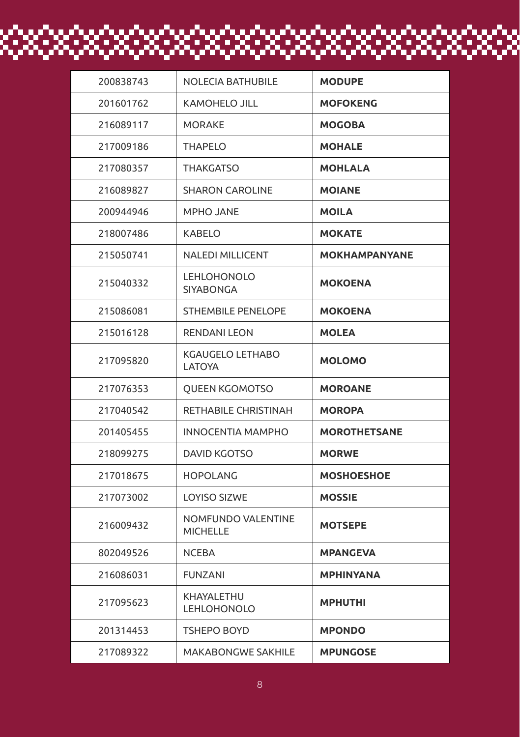| 200838743 | NOLECIA BATHUBILE | **MODUPE** |
|---|---|---|
| 201601762 | KAMOHELO JILL | **MOFOKENG** |
| 216089117 | MORAKE | **MOGOBA** |
| 217009186 | THAPELO | **MOHALE** |
| 217080357 | THAKGATSO | **MOHLALA** |
| 216089827 | SHARON CAROLINE | **MOIANE** |
| 200944946 | MPHO JANE | **MOILA** |
| 218007486 | KABELO | **MOKATE** |
| 215050741 | NALEDI MILLICENT | **MOKHAMPANYANE** |
| 215040332 | LEHLOHONOLO SIYABONGA | **MOKOENA** |
| 215086081 | STHEMBILE PENELOPE | **MOKOENA** |
| 215016128 | RENDANI LEON | **MOLEA** |
| 217095820 | KGAUGELO LETHABO LATOYA | **MOLOMO** |
| 217076353 | QUEEN KGOMOTSO | **MOROANE** |
| 217040542 | RETHABILE CHRISTINAH | **MOROPA** |
| 201405455 | INNOCENTIA MAMPHO | **MOROTHETSANE** |
| 218099275 | DAVID KGOTSO | **MORWE** |
| 217018675 | HOPOLANG | **MOSHOESHOE** |
| 217073002 | LOYISO SIZWE | **MOSSIE** |
| 216009432 | NOMFUNDO VALENTINE MICHELLE | **MOTSEPE** |
| 802049526 | NCEBA | **MPANGEVA** |
| 216086031 | FUNZANI | **MPHINYANA** |
| 217095623 | KHAYALETHU LEHLOHONOLO | **MPHUTHI** |
| 201314453 | TSHEPO BOYD | **MPONDO** |
| 217089322 | MAKABONGWE SAKHILE | **MPUNGOSE** |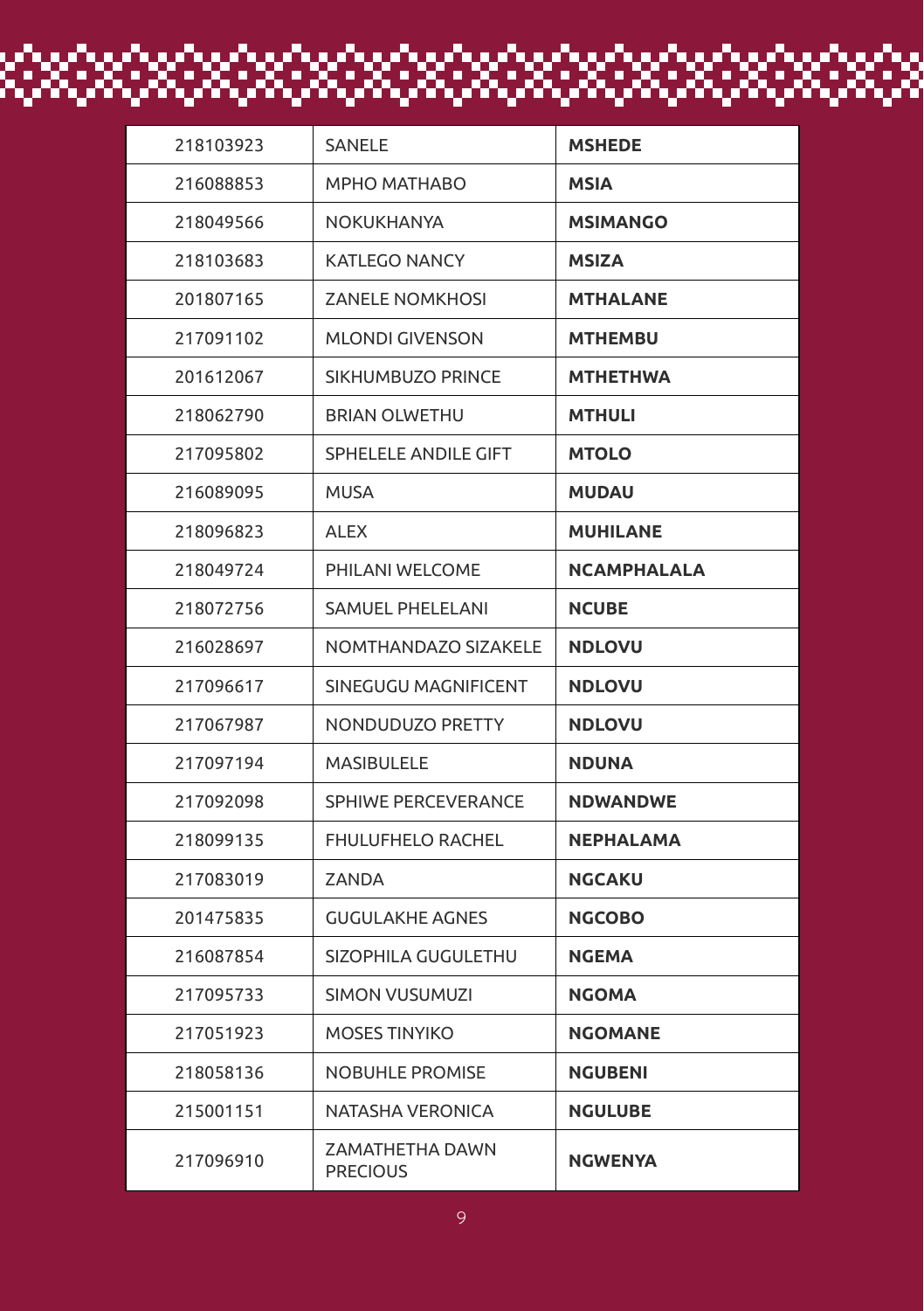| 218103923 | SANELE | **MSHEDE** |
|---|---|---|
| 216088853 | MPHO MATHABO | **MSIA** |
| 218049566 | NOKUKHANYA | **MSIMANGO** |
| 218103683 | KATLEGO NANCY | **MSIZA** |
| 201807165 | ZANELE NOMKHOSI | **MTHALANE** |
| 217091102 | MLONDI GIVENSON | **MTHEMBU** |
| 201612067 | SIKHUMBUZO PRINCE | **MTHETHWA** |
| 218062790 | BRIAN OLWETHU | **MTHULI** |
| 217095802 | SPHELELE ANDILE GIFT | **MTOLO** |
| 216089095 | MUSA | **MUDAU** |
| 218096823 | ALEX | **MUHILANE** |
| 218049724 | PHILANI WELCOME | **NCAMPHALALA** |
| 218072756 | SAMUEL PHELELANI | **NCUBE** |
| 216028697 | NOMTHANDAZO SIZAKELE | **NDLOVU** |
| 217096617 | SINEGUGU MAGNIFICENT | **NDLOVU** |
| 217067987 | NONDUDUZO PRETTY | **NDLOVU** |
| 217097194 | MASIBULELE | **NDUNA** |
| 217092098 | SPHIWE PERCEVERANCE | **NDWANDWE** |
| 218099135 | FHULUFHELO RACHEL | **NEPHALAMA** |
| 217083019 | ZANDA | **NGCAKU** |
| 201475835 | GUGULAKHE AGNES | **NGCOBO** |
| 216087854 | SIZOPHILA GUGULETHU | **NGEMA** |
| 217095733 | SIMON VUSUMUZI | **NGOMA** |
| 217051923 | MOSES TINYIKO | **NGOMANE** |
| 218058136 | NOBUHLE PROMISE | **NGUBENI** |
| 215001151 | NATASHA VERONICA | **NGULUBE** |
| 217096910 | ZAMATHETHA DAWN PRECIOUS | **NGWENYA** |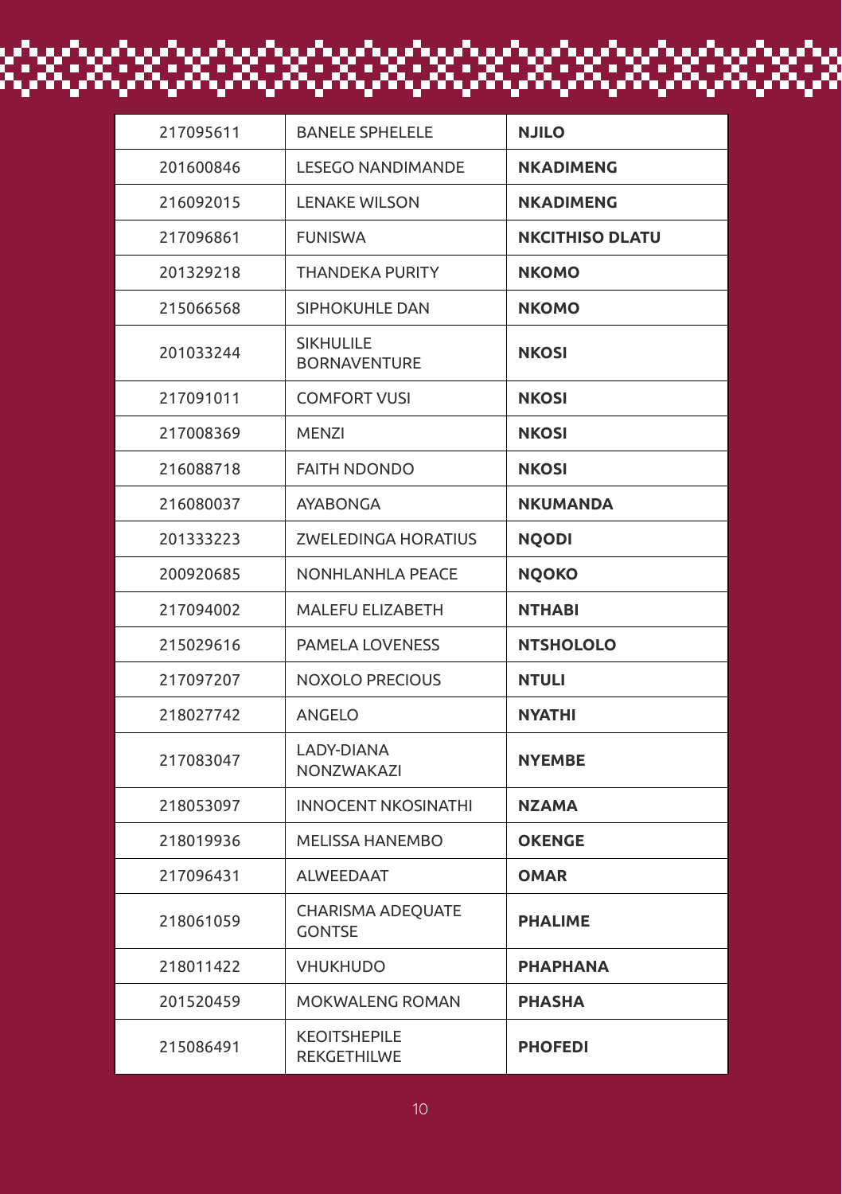| 217095611 | BANELE SPHELELE | **NJILO** |
|---|---|---|
| 201600846 | LESEGO NANDIMANDE | **NKADIMENG** |
| 216092015 | LENAKE WILSON | **NKADIMENG** |
| 217096861 | FUNISWA | **NKCITHISO DLATU** |
| 201329218 | THANDEKA PURITY | **NKOMO** |
| 215066568 | SIPHOKUHLE DAN | **NKOMO** |
| 201033244 | SIKHULILE BORNAVENTURE | **NKOSI** |
| 217091011 | COMFORT VUSI | **NKOSI** |
| 217008369 | MENZI | **NKOSI** |
| 216088718 | FAITH NDONDO | **NKOSI** |
| 216080037 | AYABONGA | **NKUMANDA** |
| 201333223 | ZWELEDINGA HORATIUS | **NQODI** |
| 200920685 | NONHLANHLA PEACE | **NQOKO** |
| 217094002 | MALEFU ELIZABETH | **NTHABI** |
| 215029616 | PAMELA LOVENESS | **NTSHOLOLO** |
| 217097207 | NOXOLO PRECIOUS | **NTULI** |
| 218027742 | ANGELO | **NYATHI** |
| 217083047 | LADY-DIANA NONZWAKAZI | **NYEMBE** |
| 218053097 | INNOCENT NKOSINATHI | **NZAMA** |
| 218019936 | MELISSA HANEMBO | **OKENGE** |
| 217096431 | ALWEEDAAT | **OMAR** |
| 218061059 | CHARISMA ADEQUATE GONTSE | **PHALIME** |
| 218011422 | VHUKHUDO | **PHAPHANA** |
| 201520459 | MOKWALENG ROMAN | **PHASHA** |
| 215086491 | KEOITSHEPILE REKGETHILWE | **PHOFEDI** |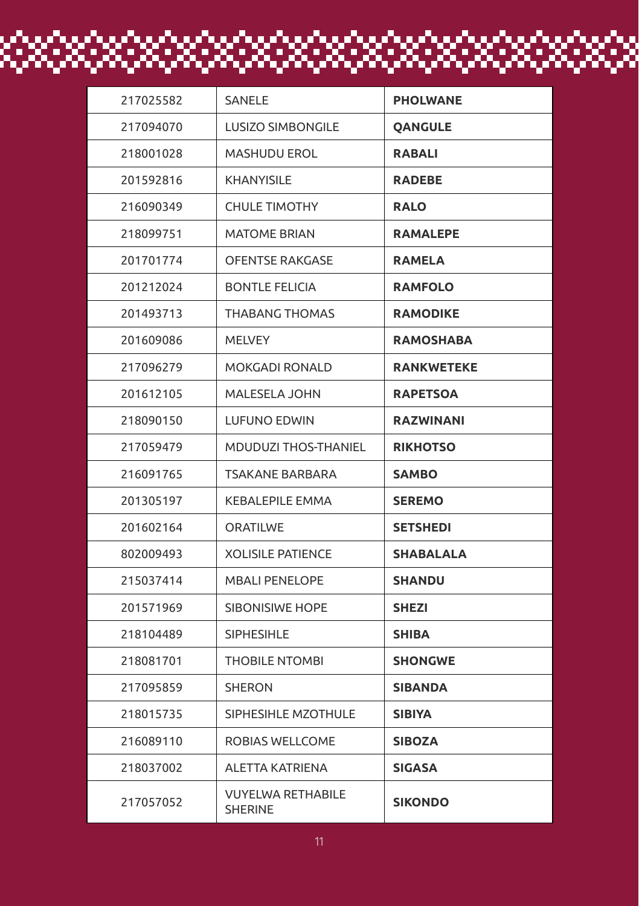| | | |
|---|---|---|
| 217025582 | SANELE | **PHOLWANE** |
| 217094070 | LUSIZO SIMBONGILE | **QANGULE** |
| 218001028 | MASHUDU EROL | **RABALI** |
| 201592816 | KHANYISILE | **RADEBE** |
| 216090349 | CHULE TIMOTHY | **RALO** |
| 218099751 | MATOME BRIAN | **RAMALEPE** |
| 201701774 | OFENTSE RAKGASE | **RAMELA** |
| 201212024 | BONTLE FELICIA | **RAMFOLO** |
| 201493713 | THABANG THOMAS | **RAMODIKE** |
| 201609086 | MELVEY | **RAMOSHABA** |
| 217096279 | MOKGADI RONALD | **RANKWETEKE** |
| 201612105 | MALESELA JOHN | **RAPETSOA** |
| 218090150 | LUFUNO EDWIN | **RAZWINANI** |
| 217059479 | MDUDUZI THOS-THANIEL | **RIKHOTSO** |
| 216091765 | TSAKANE BARBARA | **SAMBO** |
| 201305197 | KEBALEPILE EMMA | **SEREMO** |
| 201602164 | ORATILWE | **SETSHEDI** |
| 802009493 | XOLISILE PATIENCE | **SHABALALA** |
| 215037414 | MBALI PENELOPE | **SHANDU** |
| 201571969 | SIBONISIWE HOPE | **SHEZI** |
| 218104489 | SIPHESIHLE | **SHIBA** |
| 218081701 | THOBILE NTOMBI | **SHONGWE** |
| 217095859 | SHERON | **SIBANDA** |
| 218015735 | SIPHESIHLE MZOTHULE | **SIBIYA** |
| 216089110 | ROBIAS WELLCOME | **SIBOZA** |
| 218037002 | ALETTA KATRIENA | **SIGASA** |
| 217057052 | VUYELWA RETHABILE SHERINE | **SIKONDO** |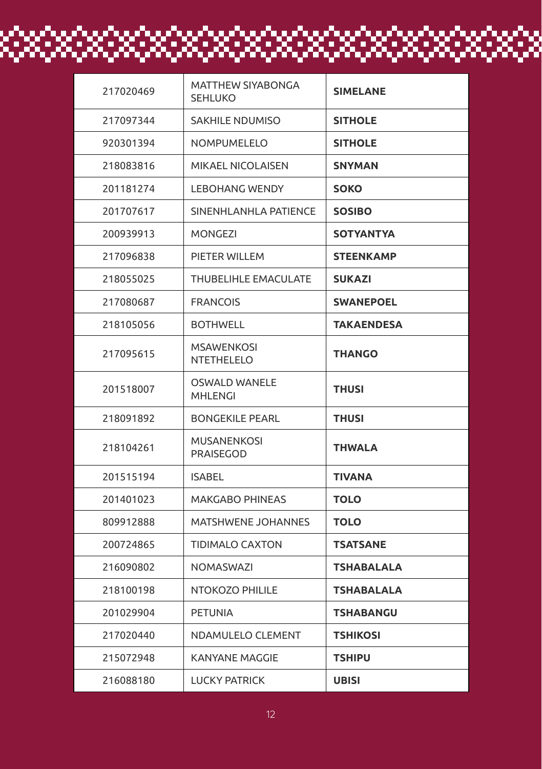| 217020469 | MATTHEW SIYABONGA SEHLUKO | **SIMELANE** |
|---|---|---|
| 217097344 | SAKHILE NDUMISO | **SITHOLE** |
| 920301394 | NOMPUMELELO | **SITHOLE** |
| 218083816 | MIKAEL NICOLAISEN | **SNYMAN** |
| 201181274 | LEBOHANG WENDY | **SOKO** |
| 201707617 | SINENHLANHLA PATIENCE | **SOSIBO** |
| 200939913 | MONGEZI | **SOTYANTYA** |
| 217096838 | PIETER WILLEM | **STEENKAMP** |
| 218055025 | THUBELIHLE EMACULATE | **SUKAZI** |
| 217080687 | FRANCOIS | **SWANEPOEL** |
| 218105056 | BOTHWELL | **TAKAENDESA** |
| 217095615 | MSAWENKOSI NTETHELELO | **THANGO** |
| 201518007 | OSWALD WANELE MHLENGI | **THUSI** |
| 218091892 | BONGEKILE PEARL | **THUSI** |
| 218104261 | MUSANENKOSI PRAISEGOD | **THWALA** |
| 201515194 | ISABEL | **TIVANA** |
| 201401023 | MAKGABO PHINEAS | **TOLO** |
| 809912888 | MATSHWENE JOHANNES | **TOLO** |
| 200724865 | TIDIMALO CAXTON | **TSATSANE** |
| 216090802 | NOMASWAZI | **TSHABALALA** |
| 218100198 | NTOKOZO PHILILE | **TSHABALALA** |
| 201029904 | PETUNIA | **TSHABANGU** |
| 217020440 | NDAMULELO CLEMENT | **TSHIKOSI** |
| 215072948 | KANYANE MAGGIE | **TSHIPU** |
| 216088180 | LUCKY PATRICK | **UBISI** |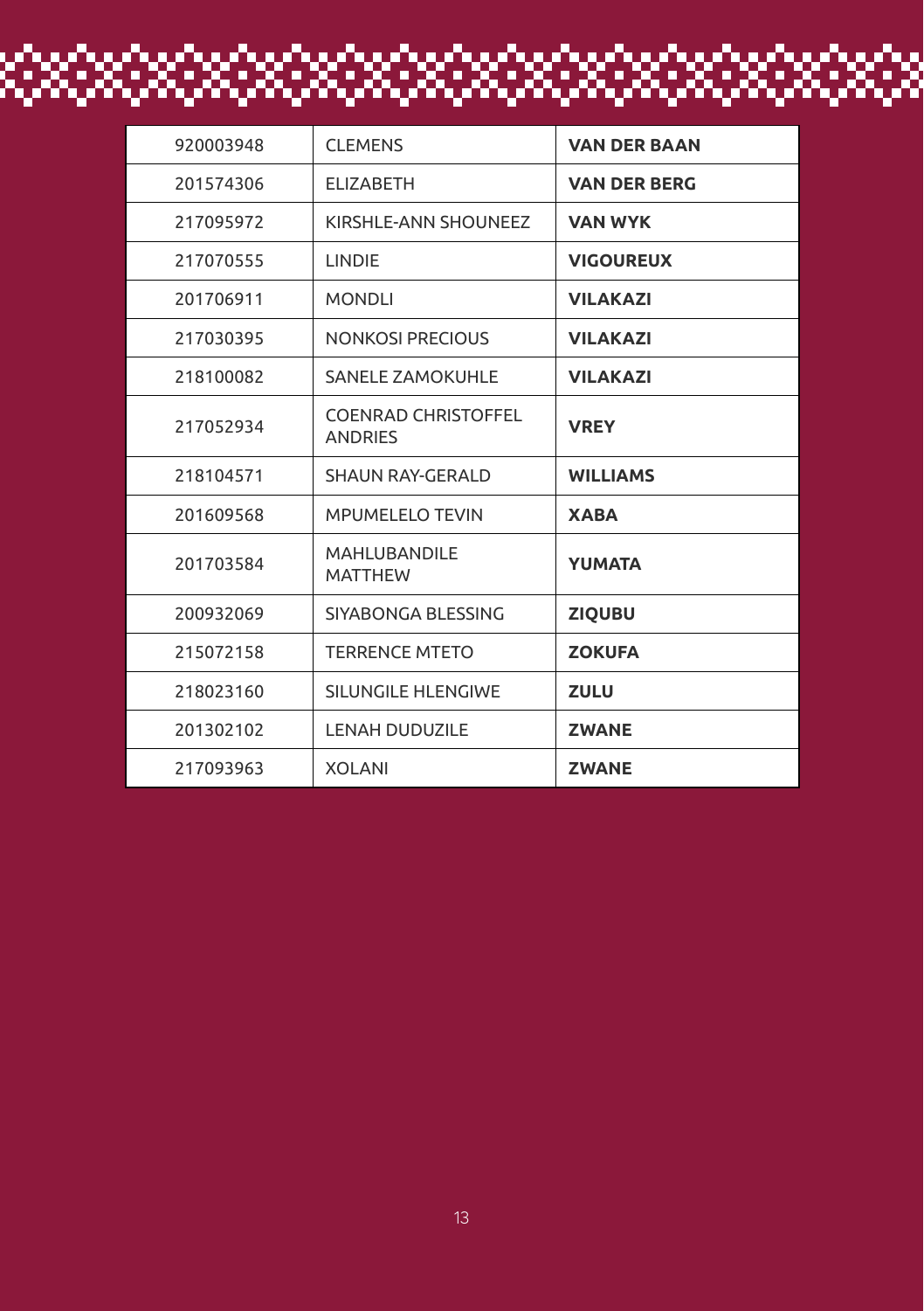| | | |
|---|---|---|
| 920003948 | CLEMENS | **VAN DER BAAN** |
| 201574306 | ELIZABETH | **VAN DER BERG** |
| 217095972 | KIRSHLE-ANN SHOUNEEZ | **VAN WYK** |
| 217070555 | LINDIE | **VIGOUREUX** |
| 201706911 | MONDLI | **VILAKAZI** |
| 217030395 | NONKOSI PRECIOUS | **VILAKAZI** |
| 218100082 | SANELE ZAMOKUHLE | **VILAKAZI** |
| 217052934 | COENRAD CHRISTOFFEL ANDRIES | **VREY** |
| 218104571 | SHAUN RAY-GERALD | **WILLIAMS** |
| 201609568 | MPUMELELO TEVIN | **XABA** |
| 201703584 | MAHLUBANDILE MATTHEW | **YUMATA** |
| 200932069 | SIYABONGA BLESSING | **ZIQUBU** |
| 215072158 | TERRENCE MTETO | **ZOKUFA** |
| 218023160 | SILUNGILE HLENGIWE | **ZULU** |
| 201302102 | LENAH DUDUZILE | **ZWANE** |
| 217093963 | XOLANI | **ZWANE** |